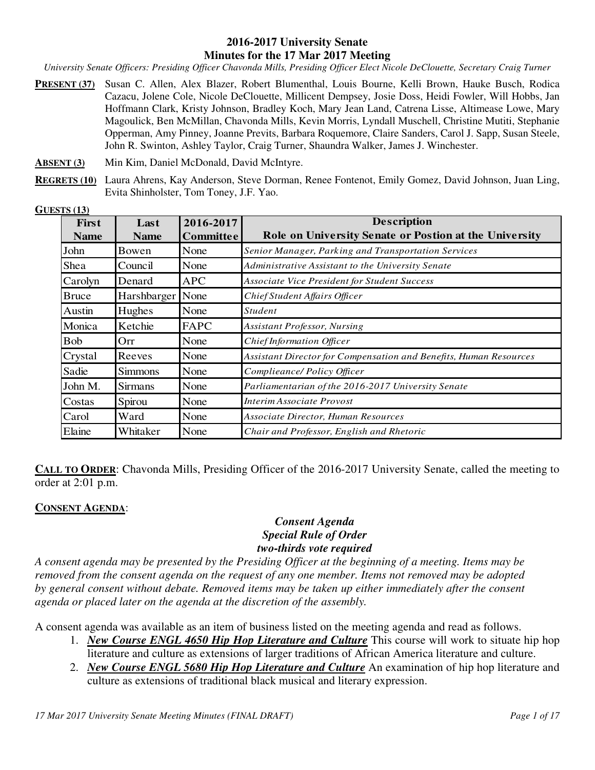# 2016-2017 University Senate
## Minutes for the 17 Mar 2017 Meeting

*University Senate Officers: Presiding Officer Chavonda Mills, Presiding Officer Elect Nicole DeClouette, Secretary Craig Turner*

**PRESENT (37)** Susan C. Allen, Alex Blazer, Robert Blumenthal, Louis Bourne, Kelli Brown, Hauke Busch, Rodica Cazacu, Jolene Cole, Nicole DeClouette, Millicent Dempsey, Josie Doss, Heidi Fowler, Will Hobbs, Jan Hoffmann Clark, Kristy Johnson, Bradley Koch, Mary Jean Land, Catrena Lisse, Altimease Lowe, Mary Magoulick, Ben McMillan, Chavonda Mills, Kevin Morris, Lyndall Muschell, Christine Mutiti, Stephanie Opperman, Amy Pinney, Joanne Previts, Barbara Roquemore, Claire Sanders, Carol J. Sapp, Susan Steele, John R. Swinton, Ashley Taylor, Craig Turner, Shaundra Walker, James J. Winchester.

**ABSENT (3)** Min Kim, Daniel McDonald, David McIntyre.

**REGRETS (10)** Laura Ahrens, Kay Anderson, Steve Dorman, Renee Fontenot, Emily Gomez, David Johnson, Juan Ling, Evita Shinholster, Tom Toney, J.F. Yao.

**GUESTS (13)**

| First Name | Last Name | 2016-2017 Committee | Description<br>Role on University Senate or Postion at the University |
|---|---|---|---|
| John | Bowen | None | *Senior Manager, Parking and Transportation Services* |
| Shea | Council | None | *Administrative Assistant to the University Senate* |
| Carolyn | Denard | APC | *Associate Vice President for Student Success* |
| Bruce | Harshbarger | None | *Chief Student Affairs Officer* |
| Austin | Hughes | None | *Student* |
| Monica | Ketchie | FAPC | *Assistant Professor, Nursing* |
| Bob | Orr | None | *Chief Information Officer* |
| Crystal | Reeves | None | *Assistant Director for Compensation and Benefits, Human Resources* |
| Sadie | Simmons | None | *Complieance/ Policy Officer* |
| John M. | Sirmans | None | *Parliamentarian of the 2016-2017 University Senate* |
| Costas | Spirou | None | *Interim Associate Provost* |
| Carol | Ward | None | *Associate Director, Human Resources* |
| Elaine | Whitaker | None | *Chair and Professor, English and Rhetoric* |

**CALL TO ORDER**: Chavonda Mills, Presiding Officer of the 2016-2017 University Senate, called the meeting to order at 2:01 p.m.

**CONSENT AGENDA**:

***Consent Agenda***
***Special Rule of Order***
***two-thirds vote required***

*A consent agenda may be presented by the Presiding Officer at the beginning of a meeting. Items may be removed from the consent agenda on the request of any one member. Items not removed may be adopted by general consent without debate. Removed items may be taken up either immediately after the consent agenda or placed later on the agenda at the discretion of the assembly.*

A consent agenda was available as an item of business listed on the meeting agenda and read as follows.

1. ***New Course ENGL 4650 Hip Hop Literature and Culture*** This course will work to situate hip hop literature and culture as extensions of larger traditions of African America literature and culture.
2. ***New Course ENGL 5680 Hip Hop Literature and Culture*** An examination of hip hop literature and culture as extensions of traditional black musical and literary expression.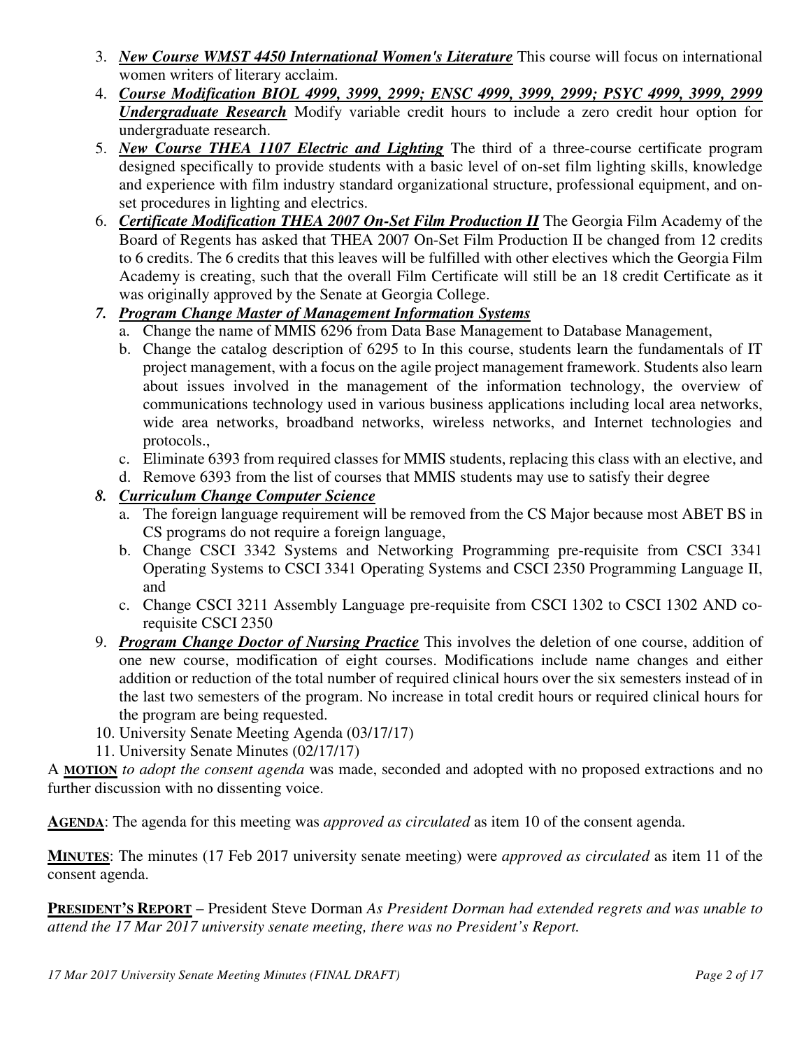3. ***New Course WMST 4450 International Women's Literature*** This course will focus on international women writers of literary acclaim.
4. ***Course Modification BIOL 4999, 3999, 2999; ENSC 4999, 3999, 2999; PSYC 4999, 3999, 2999 Undergraduate Research*** Modify variable credit hours to include a zero credit hour option for undergraduate research.
5. ***New Course THEA 1107 Electric and Lighting*** The third of a three-course certificate program designed specifically to provide students with a basic level of on-set film lighting skills, knowledge and experience with film industry standard organizational structure, professional equipment, and on-set procedures in lighting and electrics.
6. ***Certificate Modification THEA 2007 On-Set Film Production II*** The Georgia Film Academy of the Board of Regents has asked that THEA 2007 On-Set Film Production II be changed from 12 credits to 6 credits. The 6 credits that this leaves will be fulfilled with other electives which the Georgia Film Academy is creating, such that the overall Film Certificate will still be an 18 credit Certificate as it was originally approved by the Senate at Georgia College.
7. ***Program Change Master of Management Information Systems***
   a. Change the name of MMIS 6296 from Data Base Management to Database Management,
   b. Change the catalog description of 6295 to In this course, students learn the fundamentals of IT project management, with a focus on the agile project management framework. Students also learn about issues involved in the management of the information technology, the overview of communications technology used in various business applications including local area networks, wide area networks, broadband networks, wireless networks, and Internet technologies and protocols.,
   c. Eliminate 6393 from required classes for MMIS students, replacing this class with an elective, and
   d. Remove 6393 from the list of courses that MMIS students may use to satisfy their degree
8. ***Curriculum Change Computer Science***
   a. The foreign language requirement will be removed from the CS Major because most ABET BS in CS programs do not require a foreign language,
   b. Change CSCI 3342 Systems and Networking Programming pre-requisite from CSCI 3341 Operating Systems to CSCI 3341 Operating Systems and CSCI 2350 Programming Language II, and
   c. Change CSCI 3211 Assembly Language pre-requisite from CSCI 1302 to CSCI 1302 AND co-requisite CSCI 2350
9. ***Program Change Doctor of Nursing Practice*** This involves the deletion of one course, addition of one new course, modification of eight courses. Modifications include name changes and either addition or reduction of the total number of required clinical hours over the six semesters instead of in the last two semesters of the program. No increase in total credit hours or required clinical hours for the program are being requested.
10. University Senate Meeting Agenda (03/17/17)
11. University Senate Minutes (02/17/17)

A **MOTION** *to adopt the consent agenda* was made, seconded and adopted with no proposed extractions and no further discussion with no dissenting voice.

**AGENDA**: The agenda for this meeting was *approved as circulated* as item 10 of the consent agenda.

**MINUTES**: The minutes (17 Feb 2017 university senate meeting) were *approved as circulated* as item 11 of the consent agenda.

**PRESIDENT'S REPORT** – President Steve Dorman *As President Dorman had extended regrets and was unable to attend the 17 Mar 2017 university senate meeting, there was no President's Report.*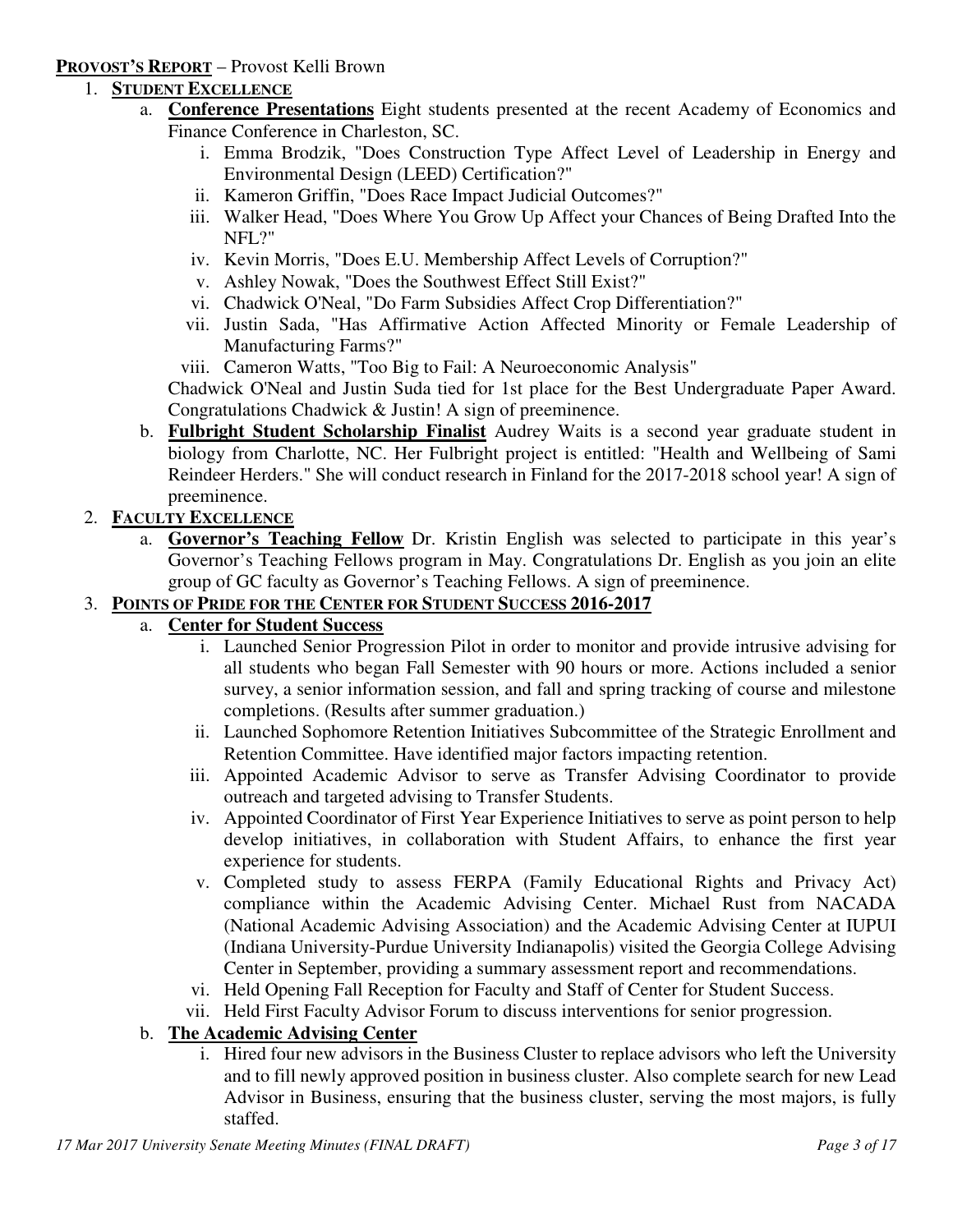**PROVOST'S REPORT** – Provost Kelli Brown

1. **STUDENT EXCELLENCE**
   a. **Conference Presentations** Eight students presented at the recent Academy of Economics and Finance Conference in Charleston, SC.
      i. Emma Brodzik, "Does Construction Type Affect Level of Leadership in Energy and Environmental Design (LEED) Certification?"
      ii. Kameron Griffin, "Does Race Impact Judicial Outcomes?"
      iii. Walker Head, "Does Where You Grow Up Affect your Chances of Being Drafted Into the NFL?"
      iv. Kevin Morris, "Does E.U. Membership Affect Levels of Corruption?"
      v. Ashley Nowak, "Does the Southwest Effect Still Exist?"
      vi. Chadwick O'Neal, "Do Farm Subsidies Affect Crop Differentiation?"
      vii. Justin Sada, "Has Affirmative Action Affected Minority or Female Leadership of Manufacturing Farms?"
      viii. Cameron Watts, "Too Big to Fail: A Neuroeconomic Analysis"

      Chadwick O'Neal and Justin Suda tied for 1st place for the Best Undergraduate Paper Award. Congratulations Chadwick & Justin! A sign of preeminence.

   b. **Fulbright Student Scholarship Finalist** Audrey Waits is a second year graduate student in biology from Charlotte, NC. Her Fulbright project is entitled: "Health and Wellbeing of Sami Reindeer Herders." She will conduct research in Finland for the 2017-2018 school year! A sign of preeminence.

2. **FACULTY EXCELLENCE**
   a. **Governor's Teaching Fellow** Dr. Kristin English was selected to participate in this year's Governor's Teaching Fellows program in May. Congratulations Dr. English as you join an elite group of GC faculty as Governor's Teaching Fellows. A sign of preeminence.

3. **POINTS OF PRIDE FOR THE CENTER FOR STUDENT SUCCESS 2016-2017**
   a. **Center for Student Success**
      i. Launched Senior Progression Pilot in order to monitor and provide intrusive advising for all students who began Fall Semester with 90 hours or more. Actions included a senior survey, a senior information session, and fall and spring tracking of course and milestone completions. (Results after summer graduation.)
      ii. Launched Sophomore Retention Initiatives Subcommittee of the Strategic Enrollment and Retention Committee. Have identified major factors impacting retention.
      iii. Appointed Academic Advisor to serve as Transfer Advising Coordinator to provide outreach and targeted advising to Transfer Students.
      iv. Appointed Coordinator of First Year Experience Initiatives to serve as point person to help develop initiatives, in collaboration with Student Affairs, to enhance the first year experience for students.
      v. Completed study to assess FERPA (Family Educational Rights and Privacy Act) compliance within the Academic Advising Center. Michael Rust from NACADA (National Academic Advising Association) and the Academic Advising Center at IUPUI (Indiana University-Purdue University Indianapolis) visited the Georgia College Advising Center in September, providing a summary assessment report and recommendations.
      vi. Held Opening Fall Reception for Faculty and Staff of Center for Student Success.
      vii. Held First Faculty Advisor Forum to discuss interventions for senior progression.
   b. **The Academic Advising Center**
      i. Hired four new advisors in the Business Cluster to replace advisors who left the University and to fill newly approved position in business cluster. Also complete search for new Lead Advisor in Business, ensuring that the business cluster, serving the most majors, is fully staffed.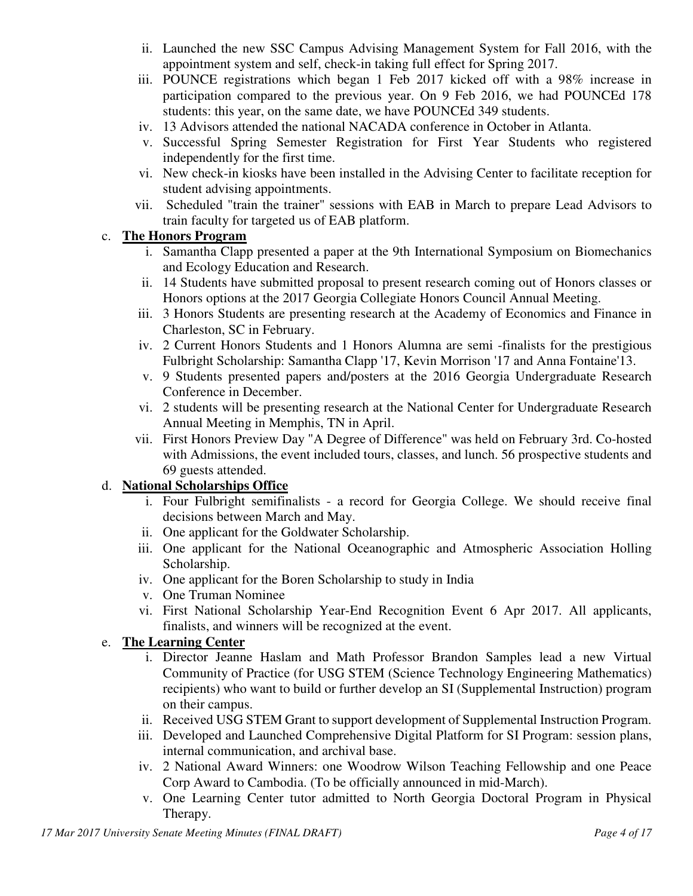ii. Launched the new SSC Campus Advising Management System for Fall 2016, with the appointment system and self, check-in taking full effect for Spring 2017.

iii. POUNCE registrations which began 1 Feb 2017 kicked off with a 98% increase in participation compared to the previous year. On 9 Feb 2016, we had POUNCEd 178 students: this year, on the same date, we have POUNCEd 349 students.

iv. 13 Advisors attended the national NACADA conference in October in Atlanta.

v. Successful Spring Semester Registration for First Year Students who registered independently for the first time.

vi. New check-in kiosks have been installed in the Advising Center to facilitate reception for student advising appointments.

vii. Scheduled "train the trainer" sessions with EAB in March to prepare Lead Advisors to train faculty for targeted us of EAB platform.

c. **<u>The Honors Program</u>**

i. Samantha Clapp presented a paper at the 9th International Symposium on Biomechanics and Ecology Education and Research.

ii. 14 Students have submitted proposal to present research coming out of Honors classes or Honors options at the 2017 Georgia Collegiate Honors Council Annual Meeting.

iii. 3 Honors Students are presenting research at the Academy of Economics and Finance in Charleston, SC in February.

iv. 2 Current Honors Students and 1 Honors Alumna are semi -finalists for the prestigious Fulbright Scholarship: Samantha Clapp '17, Kevin Morrison '17 and Anna Fontaine'13.

v. 9 Students presented papers and/posters at the 2016 Georgia Undergraduate Research Conference in December.

vi. 2 students will be presenting research at the National Center for Undergraduate Research Annual Meeting in Memphis, TN in April.

vii. First Honors Preview Day "A Degree of Difference" was held on February 3rd. Co-hosted with Admissions, the event included tours, classes, and lunch. 56 prospective students and 69 guests attended.

d. **<u>National Scholarships Office</u>**

i. Four Fulbright semifinalists - a record for Georgia College. We should receive final decisions between March and May.

ii. One applicant for the Goldwater Scholarship.

iii. One applicant for the National Oceanographic and Atmospheric Association Holling Scholarship.

iv. One applicant for the Boren Scholarship to study in India

v. One Truman Nominee

vi. First National Scholarship Year-End Recognition Event 6 Apr 2017. All applicants, finalists, and winners will be recognized at the event.

e. **<u>The Learning Center</u>**

i. Director Jeanne Haslam and Math Professor Brandon Samples lead a new Virtual Community of Practice (for USG STEM (Science Technology Engineering Mathematics) recipients) who want to build or further develop an SI (Supplemental Instruction) program on their campus.

ii. Received USG STEM Grant to support development of Supplemental Instruction Program.

iii. Developed and Launched Comprehensive Digital Platform for SI Program: session plans, internal communication, and archival base.

iv. 2 National Award Winners: one Woodrow Wilson Teaching Fellowship and one Peace Corp Award to Cambodia. (To be officially announced in mid-March).

v. One Learning Center tutor admitted to North Georgia Doctoral Program in Physical Therapy.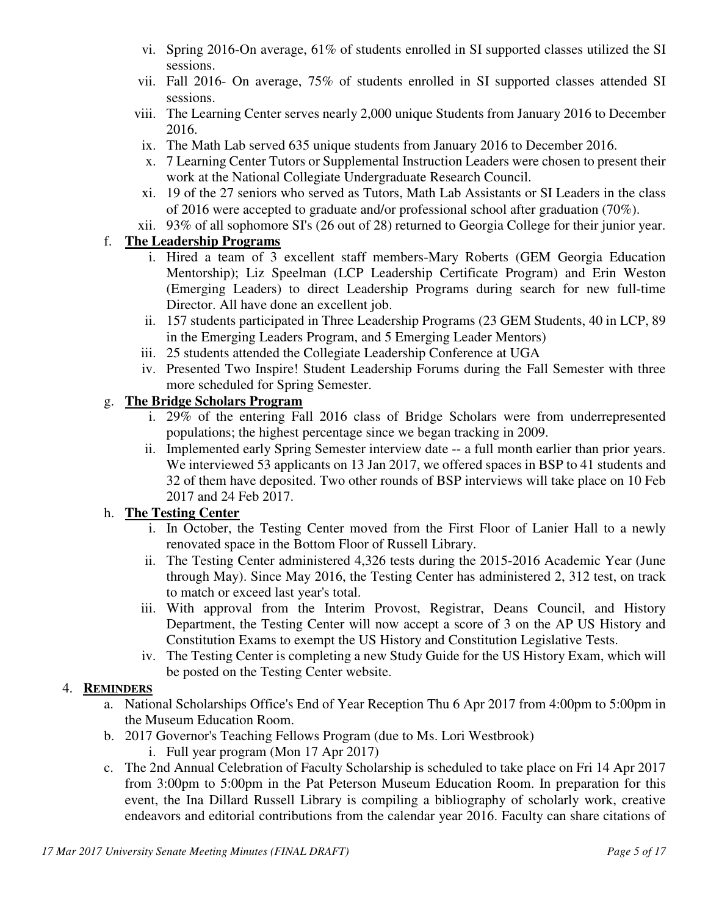vi. Spring 2016-On average, 61% of students enrolled in SI supported classes utilized the SI sessions.

vii. Fall 2016- On average, 75% of students enrolled in SI supported classes attended SI sessions.

viii. The Learning Center serves nearly 2,000 unique Students from January 2016 to December 2016.

ix. The Math Lab served 635 unique students from January 2016 to December 2016.

x. 7 Learning Center Tutors or Supplemental Instruction Leaders were chosen to present their work at the National Collegiate Undergraduate Research Council.

xi. 19 of the 27 seniors who served as Tutors, Math Lab Assistants or SI Leaders in the class of 2016 were accepted to graduate and/or professional school after graduation (70%).

xii. 93% of all sophomore SI's (26 out of 28) returned to Georgia College for their junior year.

f. **The Leadership Programs**

i. Hired a team of 3 excellent staff members-Mary Roberts (GEM Georgia Education Mentorship); Liz Speelman (LCP Leadership Certificate Program) and Erin Weston (Emerging Leaders) to direct Leadership Programs during search for new full-time Director. All have done an excellent job.

ii. 157 students participated in Three Leadership Programs (23 GEM Students, 40 in LCP, 89 in the Emerging Leaders Program, and 5 Emerging Leader Mentors)

iii. 25 students attended the Collegiate Leadership Conference at UGA

iv. Presented Two Inspire! Student Leadership Forums during the Fall Semester with three more scheduled for Spring Semester.

g. **The Bridge Scholars Program**

i. 29% of the entering Fall 2016 class of Bridge Scholars were from underrepresented populations; the highest percentage since we began tracking in 2009.

ii. Implemented early Spring Semester interview date -- a full month earlier than prior years. We interviewed 53 applicants on 13 Jan 2017, we offered spaces in BSP to 41 students and 32 of them have deposited. Two other rounds of BSP interviews will take place on 10 Feb 2017 and 24 Feb 2017.

h. **The Testing Center**

i. In October, the Testing Center moved from the First Floor of Lanier Hall to a newly renovated space in the Bottom Floor of Russell Library.

ii. The Testing Center administered 4,326 tests during the 2015-2016 Academic Year (June through May). Since May 2016, the Testing Center has administered 2, 312 test, on track to match or exceed last year's total.

iii. With approval from the Interim Provost, Registrar, Deans Council, and History Department, the Testing Center will now accept a score of 3 on the AP US History and Constitution Exams to exempt the US History and Constitution Legislative Tests.

iv. The Testing Center is completing a new Study Guide for the US History Exam, which will be posted on the Testing Center website.

4. **REMINDERS**

a. National Scholarships Office's End of Year Reception Thu 6 Apr 2017 from 4:00pm to 5:00pm in the Museum Education Room.

b. 2017 Governor's Teaching Fellows Program (due to Ms. Lori Westbrook)

i. Full year program (Mon 17 Apr 2017)

c. The 2nd Annual Celebration of Faculty Scholarship is scheduled to take place on Fri 14 Apr 2017 from 3:00pm to 5:00pm in the Pat Peterson Museum Education Room. In preparation for this event, the Ina Dillard Russell Library is compiling a bibliography of scholarly work, creative endeavors and editorial contributions from the calendar year 2016. Faculty can share citations of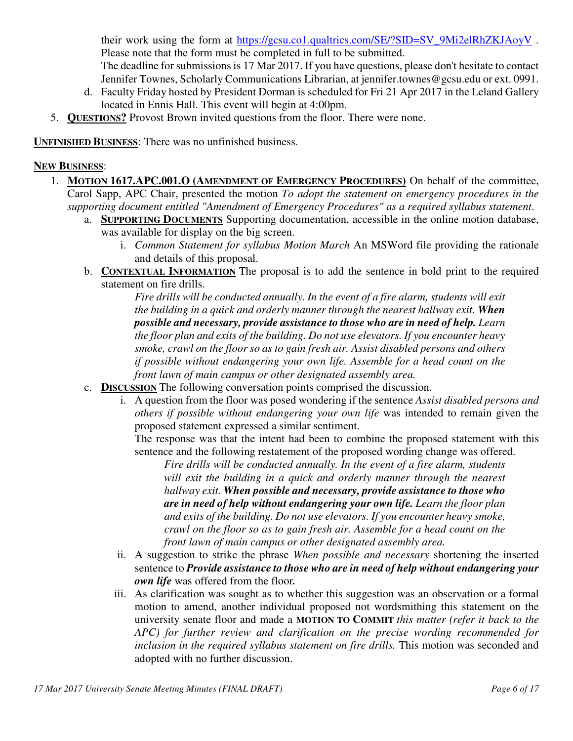their work using the form at https://gcsu.co1.qualtrics.com/SE/?SID=SV_9Mi2elRhZKJAoyV . Please note that the form must be completed in full to be submitted.
The deadline for submissions is 17 Mar 2017. If you have questions, please don't hesitate to contact Jennifer Townes, Scholarly Communications Librarian, at jennifer.townes@gcsu.edu or ext. 0991.

d. Faculty Friday hosted by President Dorman is scheduled for Fri 21 Apr 2017 in the Leland Gallery located in Ennis Hall. This event will begin at 4:00pm.

5. **QUESTIONS?** Provost Brown invited questions from the floor. There were none.

**UNFINISHED BUSINESS**: There was no unfinished business.

**NEW BUSINESS**:

1. **MOTION 1617.APC.001.O (AMENDMENT OF EMERGENCY PROCEDURES)** On behalf of the committee, Carol Sapp, APC Chair, presented the motion *To adopt the statement on emergency procedures in the supporting document entitled "Amendment of Emergency Procedures" as a required syllabus statement*.
   a. **SUPPORTING DOCUMENTS** Supporting documentation, accessible in the online motion database, was available for display on the big screen.
      i. *Common Statement for syllabus Motion March* An MSWord file providing the rationale and details of this proposal.
   b. **CONTEXTUAL INFORMATION** The proposal is to add the sentence in bold print to the required statement on fire drills.

      *Fire drills will be conducted annually. In the event of a fire alarm, students will exit the building in a quick and orderly manner through the nearest hallway exit.* ***When possible and necessary, provide assistance to those who are in need of help.*** *Learn the floor plan and exits of the building. Do not use elevators. If you encounter heavy smoke, crawl on the floor so as to gain fresh air. Assist disabled persons and others if possible without endangering your own life. Assemble for a head count on the front lawn of main campus or other designated assembly area.*

   c. **DISCUSSION** The following conversation points comprised the discussion.
      i. A question from the floor was posed wondering if the sentence *Assist disabled persons and others if possible without endangering your own life* was intended to remain given the proposed statement expressed a similar sentiment.
         The response was that the intent had been to combine the proposed statement with this sentence and the following restatement of the proposed wording change was offered.

         *Fire drills will be conducted annually. In the event of a fire alarm, students will exit the building in a quick and orderly manner through the nearest hallway exit.* ***When possible and necessary, provide assistance to those who are in need of help without endangering your own life.*** *Learn the floor plan and exits of the building. Do not use elevators. If you encounter heavy smoke, crawl on the floor so as to gain fresh air. Assemble for a head count on the front lawn of main campus or other designated assembly area.*

      ii. A suggestion to strike the phrase *When possible and necessary* shortening the inserted sentence to ***Provide assistance to those who are in need of help without endangering your own life*** was offered from the floor**.**
      iii. As clarification was sought as to whether this suggestion was an observation or a formal motion to amend, another individual proposed not wordsmithing this statement on the university senate floor and made a **MOTION TO COMMIT** *this matter (refer it back to the APC) for further review and clarification on the precise wording recommended for inclusion in the required syllabus statement on fire drills.* This motion was seconded and adopted with no further discussion.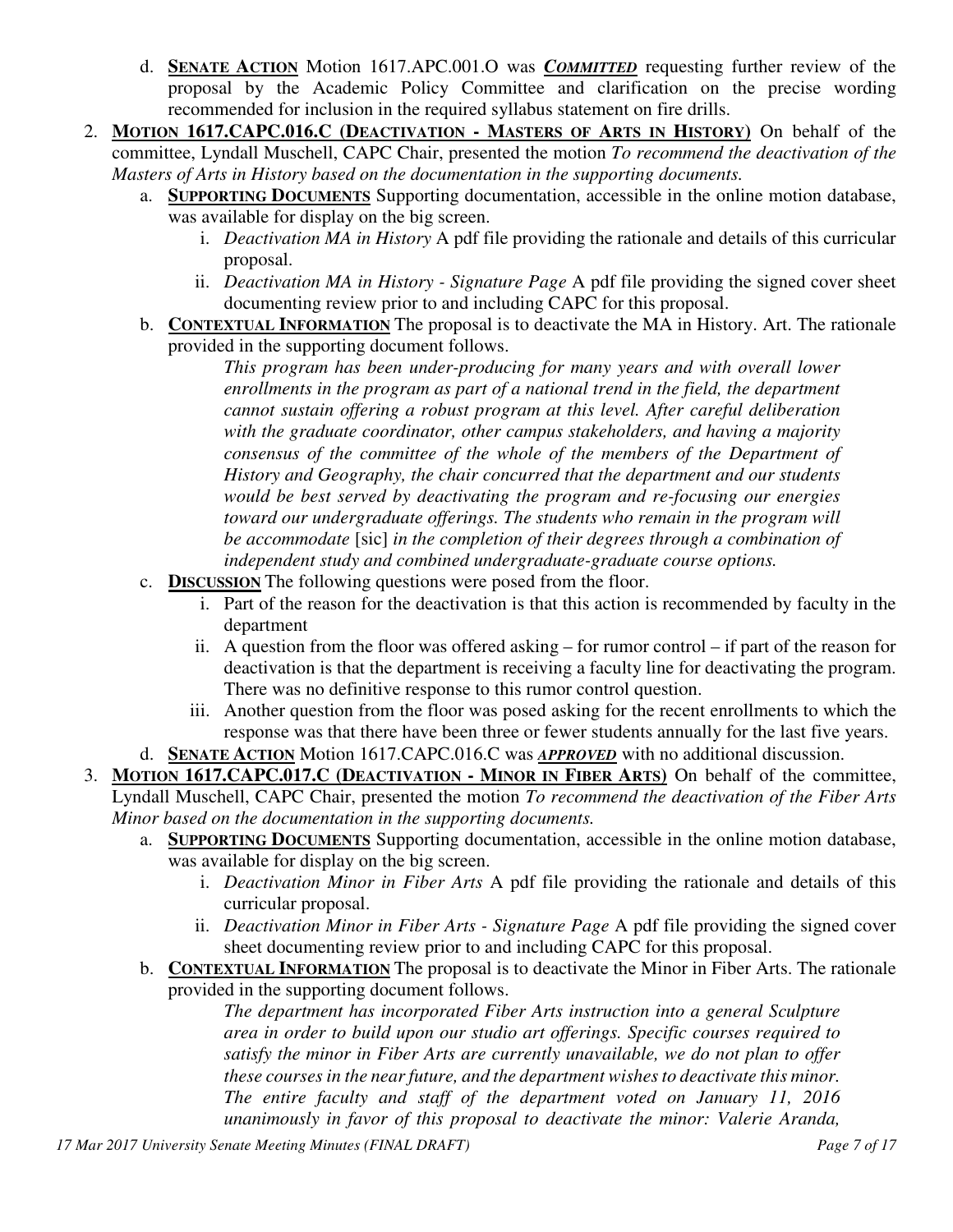d. **SENATE ACTION** Motion 1617.APC.001.O was ***COMMITTED*** requesting further review of the proposal by the Academic Policy Committee and clarification on the precise wording recommended for inclusion in the required syllabus statement on fire drills.

2. **MOTION 1617.CAPC.016.C (DEACTIVATION - MASTERS OF ARTS IN HISTORY)** On behalf of the committee, Lyndall Muschell, CAPC Chair, presented the motion *To recommend the deactivation of the Masters of Arts in History based on the documentation in the supporting documents.*
   a. **SUPPORTING DOCUMENTS** Supporting documentation, accessible in the online motion database, was available for display on the big screen.
      i. *Deactivation MA in History* A pdf file providing the rationale and details of this curricular proposal.
      ii. *Deactivation MA in History - Signature Page* A pdf file providing the signed cover sheet documenting review prior to and including CAPC for this proposal.
   b. **CONTEXTUAL INFORMATION** The proposal is to deactivate the MA in History. Art. The rationale provided in the supporting document follows.

      *This program has been under-producing for many years and with overall lower enrollments in the program as part of a national trend in the field, the department cannot sustain offering a robust program at this level. After careful deliberation with the graduate coordinator, other campus stakeholders, and having a majority consensus of the committee of the whole of the members of the Department of History and Geography, the chair concurred that the department and our students would be best served by deactivating the program and re-focusing our energies toward our undergraduate offerings. The students who remain in the program will be accommodate* [sic] *in the completion of their degrees through a combination of independent study and combined undergraduate-graduate course options.*

   c. **DISCUSSION** The following questions were posed from the floor.
      i. Part of the reason for the deactivation is that this action is recommended by faculty in the department
      ii. A question from the floor was offered asking – for rumor control – if part of the reason for deactivation is that the department is receiving a faculty line for deactivating the program. There was no definitive response to this rumor control question.
      iii. Another question from the floor was posed asking for the recent enrollments to which the response was that there have been three or fewer students annually for the last five years.
   d. **SENATE ACTION** Motion 1617.CAPC.016.C was ***APPROVED*** with no additional discussion.

3. **MOTION 1617.CAPC.017.C (DEACTIVATION - MINOR IN FIBER ARTS)** On behalf of the committee, Lyndall Muschell, CAPC Chair, presented the motion *To recommend the deactivation of the Fiber Arts Minor based on the documentation in the supporting documents.*
   a. **SUPPORTING DOCUMENTS** Supporting documentation, accessible in the online motion database, was available for display on the big screen.
      i. *Deactivation Minor in Fiber Arts* A pdf file providing the rationale and details of this curricular proposal.
      ii. *Deactivation Minor in Fiber Arts - Signature Page* A pdf file providing the signed cover sheet documenting review prior to and including CAPC for this proposal.
   b. **CONTEXTUAL INFORMATION** The proposal is to deactivate the Minor in Fiber Arts. The rationale provided in the supporting document follows.

      *The department has incorporated Fiber Arts instruction into a general Sculpture area in order to build upon our studio art offerings. Specific courses required to satisfy the minor in Fiber Arts are currently unavailable, we do not plan to offer these courses in the near future, and the department wishes to deactivate this minor. The entire faculty and staff of the department voted on January 11, 2016 unanimously in favor of this proposal to deactivate the minor: Valerie Aranda,*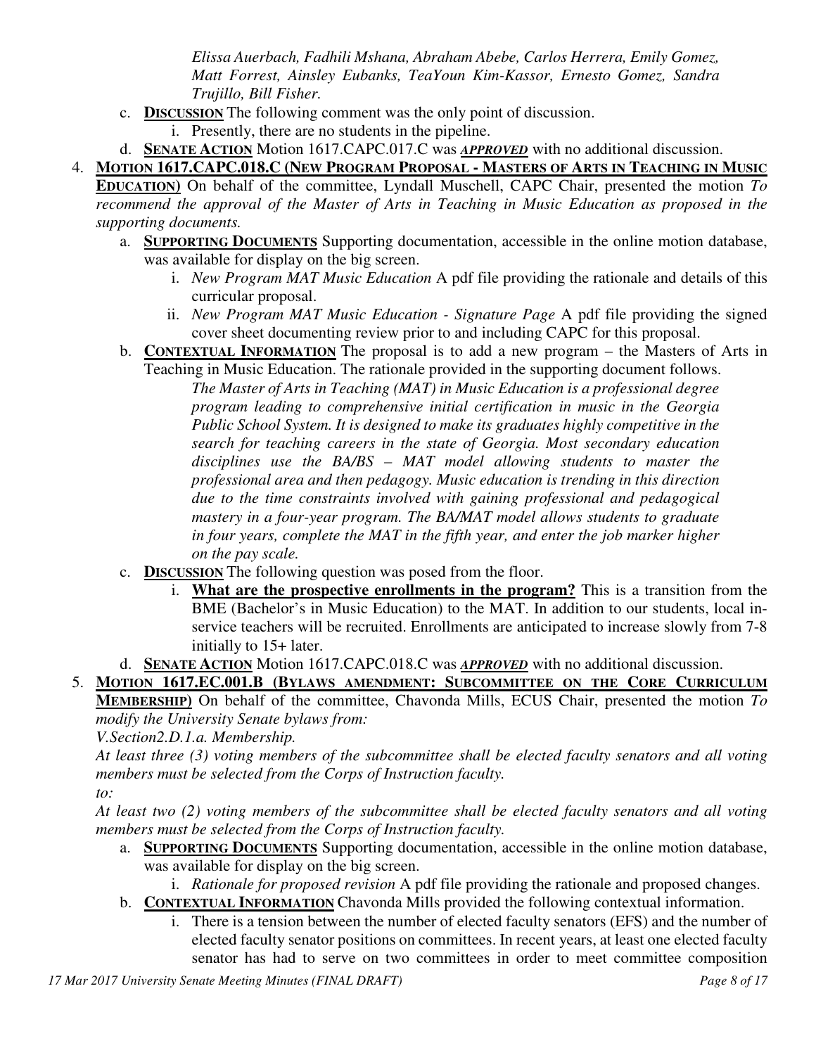*Elissa Auerbach, Fadhili Mshana, Abraham Abebe, Carlos Herrera, Emily Gomez, Matt Forrest, Ainsley Eubanks, TeaYoun Kim-Kassor, Ernesto Gomez, Sandra Trujillo, Bill Fisher.*

c. **Discussion** The following comment was the only point of discussion.
    i. Presently, there are no students in the pipeline.

d. **Senate Action** Motion 1617.CAPC.017.C was ***approved*** with no additional discussion.

4. **Motion 1617.CAPC.018.C (New Program Proposal - Masters of Arts in Teaching in Music Education)** On behalf of the committee, Lyndall Muschell, CAPC Chair, presented the motion *To recommend the approval of the Master of Arts in Teaching in Music Education as proposed in the supporting documents.*

    a. **Supporting Documents** Supporting documentation, accessible in the online motion database, was available for display on the big screen.
        i. *New Program MAT Music Education* A pdf file providing the rationale and details of this curricular proposal.
        ii. *New Program MAT Music Education - Signature Page* A pdf file providing the signed cover sheet documenting review prior to and including CAPC for this proposal.

    b. **Contextual Information** The proposal is to add a new program – the Masters of Arts in Teaching in Music Education. The rationale provided in the supporting document follows.

    *The Master of Arts in Teaching (MAT) in Music Education is a professional degree program leading to comprehensive initial certification in music in the Georgia Public School System. It is designed to make its graduates highly competitive in the search for teaching careers in the state of Georgia. Most secondary education disciplines use the BA/BS – MAT model allowing students to master the professional area and then pedagogy. Music education is trending in this direction due to the time constraints involved with gaining professional and pedagogical mastery in a four-year program. The BA/MAT model allows students to graduate in four years, complete the MAT in the fifth year, and enter the job marker higher on the pay scale.*

    c. **Discussion** The following question was posed from the floor.
        i. **What are the prospective enrollments in the program?** This is a transition from the BME (Bachelor's in Music Education) to the MAT. In addition to our students, local in-service teachers will be recruited. Enrollments are anticipated to increase slowly from 7-8 initially to 15+ later.

    d. **Senate Action** Motion 1617.CAPC.018.C was ***approved*** with no additional discussion.

5. **Motion 1617.EC.001.B (Bylaws amendment: Subcommittee on the Core Curriculum Membership)** On behalf of the committee, Chavonda Mills, ECUS Chair, presented the motion *To modify the University Senate bylaws from:*

    *V.Section2.D.1.a. Membership.*

    *At least three (3) voting members of the subcommittee shall be elected faculty senators and all voting members must be selected from the Corps of Instruction faculty.*

    *to:*

    *At least two (2) voting members of the subcommittee shall be elected faculty senators and all voting members must be selected from the Corps of Instruction faculty.*

    a. **Supporting Documents** Supporting documentation, accessible in the online motion database, was available for display on the big screen.
        i. *Rationale for proposed revision* A pdf file providing the rationale and proposed changes.

    b. **Contextual Information** Chavonda Mills provided the following contextual information.
        i. There is a tension between the number of elected faculty senators (EFS) and the number of elected faculty senator positions on committees. In recent years, at least one elected faculty senator has had to serve on two committees in order to meet committee composition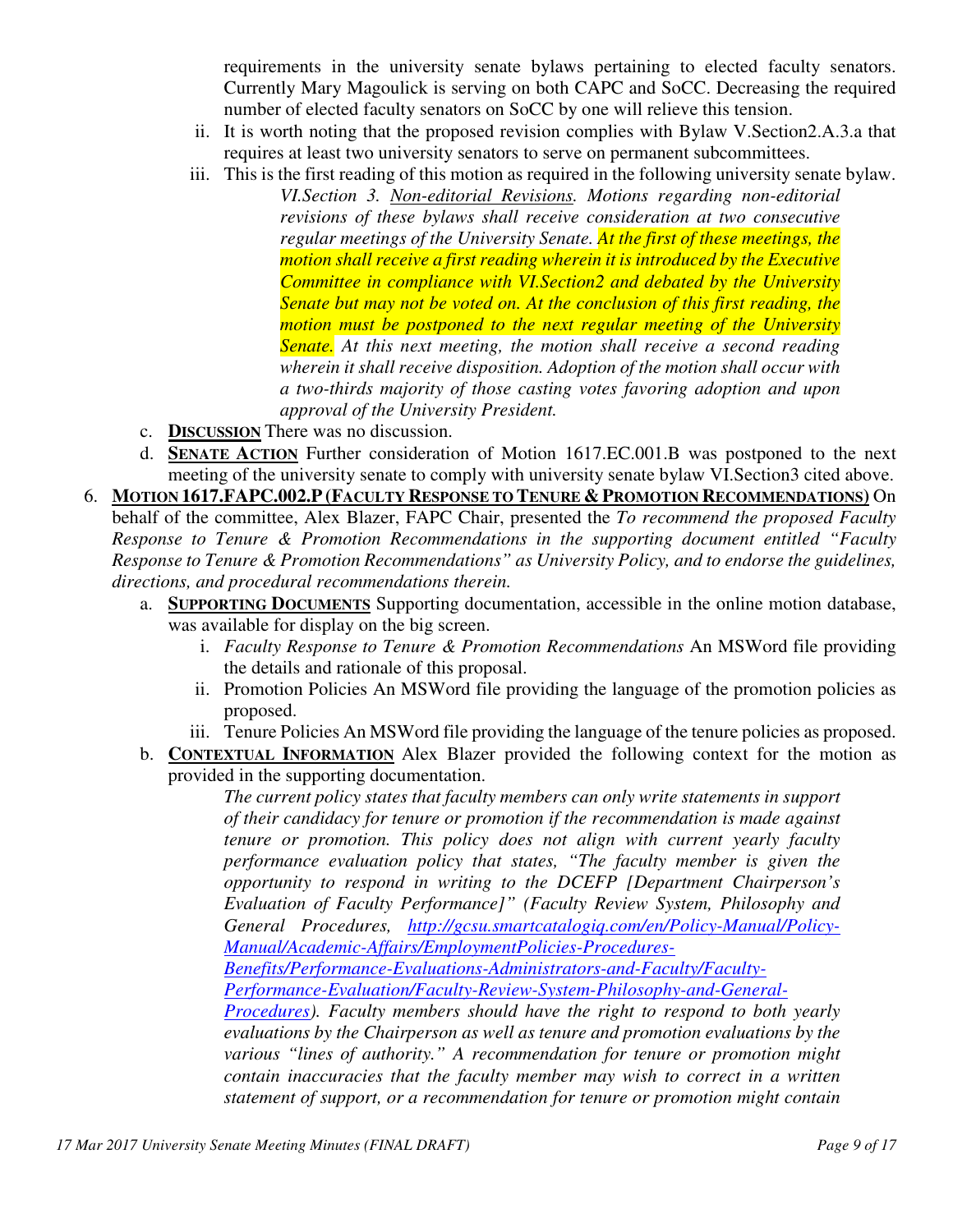requirements in the university senate bylaws pertaining to elected faculty senators. Currently Mary Magoulick is serving on both CAPC and SoCC. Decreasing the required number of elected faculty senators on SoCC by one will relieve this tension.

   ii. It is worth noting that the proposed revision complies with Bylaw V.Section2.A.3.a that requires at least two university senators to serve on permanent subcommittees.

   iii. This is the first reading of this motion as required in the following university senate bylaw.

> *VI.Section 3. Non-editorial Revisions. Motions regarding non-editorial revisions of these bylaws shall receive consideration at two consecutive regular meetings of the University Senate. At the first of these meetings, the motion shall receive a first reading wherein it is introduced by the Executive Committee in compliance with VI.Section2 and debated by the University Senate but may not be voted on. At the conclusion of this first reading, the motion must be postponed to the next regular meeting of the University Senate. At this next meeting, the motion shall receive a second reading wherein it shall receive disposition. Adoption of the motion shall occur with a two-thirds majority of those casting votes favoring adoption and upon approval of the University President.*

c. **DISCUSSION** There was no discussion.

d. **SENATE ACTION** Further consideration of Motion 1617.EC.001.B was postponed to the next meeting of the university senate to comply with university senate bylaw VI.Section3 cited above.

6. **MOTION 1617.FAPC.002.P (FACULTY RESPONSE TO TENURE & PROMOTION RECOMMENDATIONS)** On behalf of the committee, Alex Blazer, FAPC Chair, presented the *To recommend the proposed Faculty Response to Tenure & Promotion Recommendations in the supporting document entitled "Faculty Response to Tenure & Promotion Recommendations" as University Policy, and to endorse the guidelines, directions, and procedural recommendations therein.*

   a. **SUPPORTING DOCUMENTS** Supporting documentation, accessible in the online motion database, was available for display on the big screen.

      i. *Faculty Response to Tenure & Promotion Recommendations* An MSWord file providing the details and rationale of this proposal.

      ii. Promotion Policies An MSWord file providing the language of the promotion policies as proposed.

      iii. Tenure Policies An MSWord file providing the language of the tenure policies as proposed.

   b. **CONTEXTUAL INFORMATION** Alex Blazer provided the following context for the motion as provided in the supporting documentation.

> *The current policy states that faculty members can only write statements in support of their candidacy for tenure or promotion if the recommendation is made against tenure or promotion. This policy does not align with current yearly faculty performance evaluation policy that states, "The faculty member is given the opportunity to respond in writing to the DCEFP [Department Chairperson's Evaluation of Faculty Performance]" (Faculty Review System, Philosophy and General Procedures, [http://gcsu.smartcatalogiq.com/en/Policy-Manual/Policy-Manual/Academic-Affairs/EmploymentPolicies-Procedures-Benefits/Performance-Evaluations-Administrators-and-Faculty/Faculty-Performance-Evaluation/Faculty-Review-System-Philosophy-and-General-Procedures](http://gcsu.smartcatalogiq.com/en/Policy-Manual/Policy-Manual/Academic-Affairs/EmploymentPolicies-Procedures-Benefits/Performance-Evaluations-Administrators-and-Faculty/Faculty-Performance-Evaluation/Faculty-Review-System-Philosophy-and-General-Procedures)). Faculty members should have the right to respond to both yearly evaluations by the Chairperson as well as tenure and promotion evaluations by the various "lines of authority." A recommendation for tenure or promotion might contain inaccuracies that the faculty member may wish to correct in a written statement of support, or a recommendation for tenure or promotion might contain*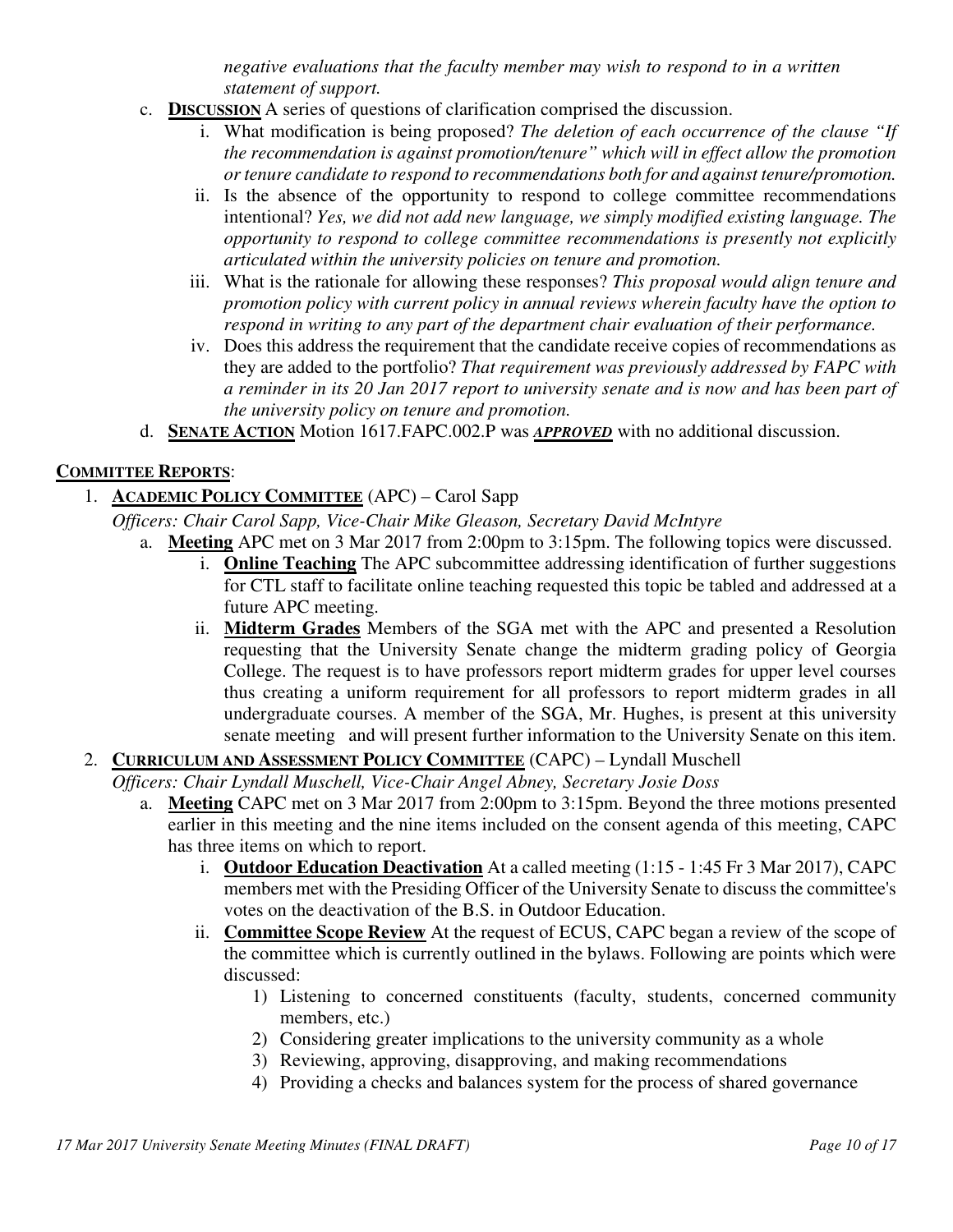*negative evaluations that the faculty member may wish to respond to in a written statement of support.*

c. **DISCUSSION** A series of questions of clarification comprised the discussion.
   i. What modification is being proposed? *The deletion of each occurrence of the clause "If the recommendation is against promotion/tenure" which will in effect allow the promotion or tenure candidate to respond to recommendations both for and against tenure/promotion.*
   ii. Is the absence of the opportunity to respond to college committee recommendations intentional? *Yes, we did not add new language, we simply modified existing language. The opportunity to respond to college committee recommendations is presently not explicitly articulated within the university policies on tenure and promotion.*
   iii. What is the rationale for allowing these responses? *This proposal would align tenure and promotion policy with current policy in annual reviews wherein faculty have the option to respond in writing to any part of the department chair evaluation of their performance.*
   iv. Does this address the requirement that the candidate receive copies of recommendations as they are added to the portfolio? *That requirement was previously addressed by FAPC with a reminder in its 20 Jan 2017 report to university senate and is now and has been part of the university policy on tenure and promotion.*

d. **SENATE ACTION** Motion 1617.FAPC.002.P was ***APPROVED*** with no additional discussion.

**COMMITTEE REPORTS**:

1. **ACADEMIC POLICY COMMITTEE** (APC) – Carol Sapp
   *Officers: Chair Carol Sapp, Vice-Chair Mike Gleason, Secretary David McIntyre*
   a. **Meeting** APC met on 3 Mar 2017 from 2:00pm to 3:15pm. The following topics were discussed.
      i. **Online Teaching** The APC subcommittee addressing identification of further suggestions for CTL staff to facilitate online teaching requested this topic be tabled and addressed at a future APC meeting.
      ii. **Midterm Grades** Members of the SGA met with the APC and presented a Resolution requesting that the University Senate change the midterm grading policy of Georgia College. The request is to have professors report midterm grades for upper level courses thus creating a uniform requirement for all professors to report midterm grades in all undergraduate courses. A member of the SGA, Mr. Hughes, is present at this university senate meeting and will present further information to the University Senate on this item.

2. **CURRICULUM AND ASSESSMENT POLICY COMMITTEE** (CAPC) – Lyndall Muschell
   *Officers: Chair Lyndall Muschell, Vice-Chair Angel Abney, Secretary Josie Doss*
   a. **Meeting** CAPC met on 3 Mar 2017 from 2:00pm to 3:15pm. Beyond the three motions presented earlier in this meeting and the nine items included on the consent agenda of this meeting, CAPC has three items on which to report.
      i. **Outdoor Education Deactivation** At a called meeting (1:15 - 1:45 Fr 3 Mar 2017), CAPC members met with the Presiding Officer of the University Senate to discuss the committee's votes on the deactivation of the B.S. in Outdoor Education.
      ii. **Committee Scope Review** At the request of ECUS, CAPC began a review of the scope of the committee which is currently outlined in the bylaws. Following are points which were discussed:
         1) Listening to concerned constituents (faculty, students, concerned community members, etc.)
         2) Considering greater implications to the university community as a whole
         3) Reviewing, approving, disapproving, and making recommendations
         4) Providing a checks and balances system for the process of shared governance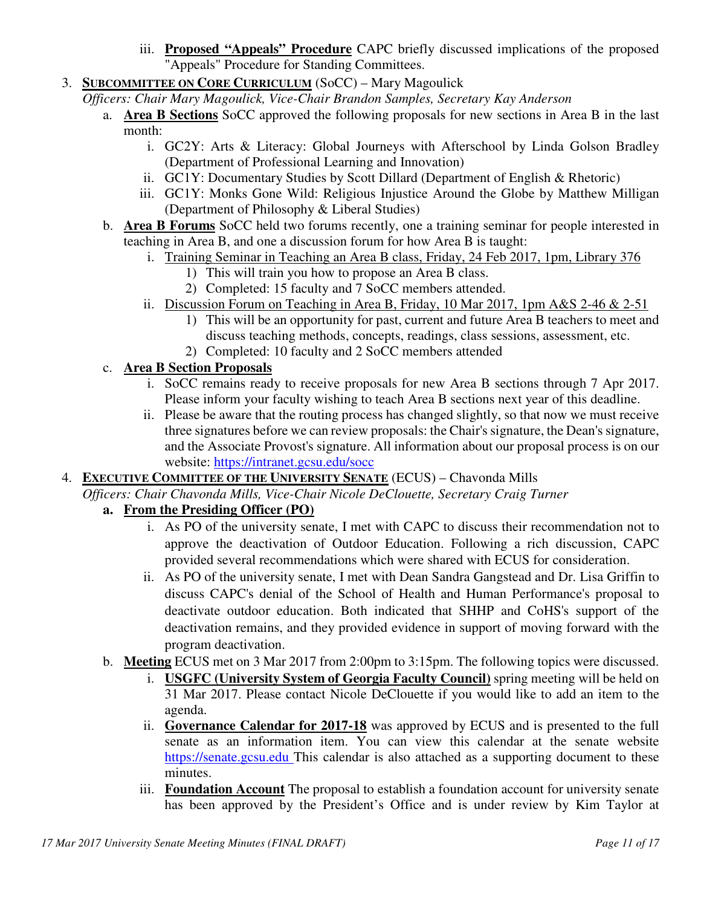iii. **<u>Proposed "Appeals" Procedure</u>** CAPC briefly discussed implications of the proposed "Appeals" Procedure for Standing Committees.

3. **<u>SUBCOMMITTEE ON CORE CURRICULUM</u>** (SoCC) – Mary Magoulick
   *Officers: Chair Mary Magoulick, Vice-Chair Brandon Samples, Secretary Kay Anderson*
   a. **<u>Area B Sections</u>** SoCC approved the following proposals for new sections in Area B in the last month:
      i. GC2Y: Arts & Literacy: Global Journeys with Afterschool by Linda Golson Bradley (Department of Professional Learning and Innovation)
      ii. GC1Y: Documentary Studies by Scott Dillard (Department of English & Rhetoric)
      iii. GC1Y: Monks Gone Wild: Religious Injustice Around the Globe by Matthew Milligan (Department of Philosophy & Liberal Studies)
   b. **<u>Area B Forums</u>** SoCC held two forums recently, one a training seminar for people interested in teaching in Area B, and one a discussion forum for how Area B is taught:
      i. <u>Training Seminar in Teaching an Area B class, Friday, 24 Feb 2017, 1pm, Library 376</u>
         1) This will train you how to propose an Area B class.
         2) Completed: 15 faculty and 7 SoCC members attended.
      ii. <u>Discussion Forum on Teaching in Area B, Friday, 10 Mar 2017, 1pm A&S 2-46 & 2-51</u>
         1) This will be an opportunity for past, current and future Area B teachers to meet and discuss teaching methods, concepts, readings, class sessions, assessment, etc.
         2) Completed: 10 faculty and 2 SoCC members attended
   c. **<u>Area B Section Proposals</u>**
      i. SoCC remains ready to receive proposals for new Area B sections through 7 Apr 2017. Please inform your faculty wishing to teach Area B sections next year of this deadline.
      ii. Please be aware that the routing process has changed slightly, so that now we must receive three signatures before we can review proposals: the Chair's signature, the Dean's signature, and the Associate Provost's signature. All information about our proposal process is on our website: https://intranet.gcsu.edu/socc

4. **<u>EXECUTIVE COMMITTEE OF THE UNIVERSITY SENATE</u>** (ECUS) – Chavonda Mills
   *Officers: Chair Chavonda Mills, Vice-Chair Nicole DeClouette, Secretary Craig Turner*
   a. **<u>From the Presiding Officer (PO)</u>**
      i. As PO of the university senate, I met with CAPC to discuss their recommendation not to approve the deactivation of Outdoor Education. Following a rich discussion, CAPC provided several recommendations which were shared with ECUS for consideration.
      ii. As PO of the university senate, I met with Dean Sandra Gangstead and Dr. Lisa Griffin to discuss CAPC's denial of the School of Health and Human Performance's proposal to deactivate outdoor education. Both indicated that SHHP and CoHS's support of the deactivation remains, and they provided evidence in support of moving forward with the program deactivation.
   b. **<u>Meeting</u>** ECUS met on 3 Mar 2017 from 2:00pm to 3:15pm. The following topics were discussed.
      i. **<u>USGFC (University System of Georgia Faculty Council)</u>** spring meeting will be held on 31 Mar 2017. Please contact Nicole DeClouette if you would like to add an item to the agenda.
      ii. **<u>Governance Calendar for 2017-18</u>** was approved by ECUS and is presented to the full senate as an information item. You can view this calendar at the senate website https://senate.gcsu.edu This calendar is also attached as a supporting document to these minutes.
      iii. **<u>Foundation Account</u>** The proposal to establish a foundation account for university senate has been approved by the President's Office and is under review by Kim Taylor at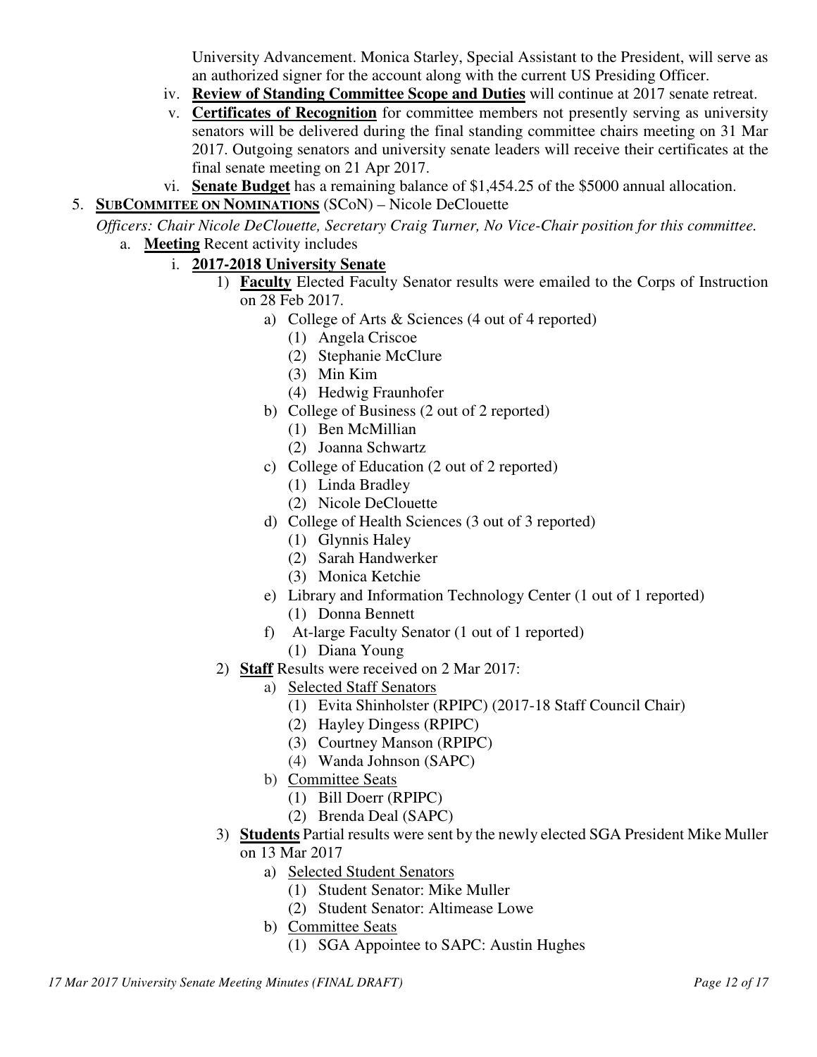University Advancement. Monica Starley, Special Assistant to the President, will serve as an authorized signer for the account along with the current US Presiding Officer.

iv. **Review of Standing Committee Scope and Duties** will continue at 2017 senate retreat.

v. **Certificates of Recognition** for committee members not presently serving as university senators will be delivered during the final standing committee chairs meeting on 31 Mar 2017. Outgoing senators and university senate leaders will receive their certificates at the final senate meeting on 21 Apr 2017.

vi. **Senate Budget** has a remaining balance of $1,454.25 of the $5000 annual allocation.

5. **SUBCOMMITEE ON NOMINATIONS** (SCoN) – Nicole DeClouette

*Officers: Chair Nicole DeClouette, Secretary Craig Turner, No Vice-Chair position for this committee.*

a. **Meeting** Recent activity includes

i. **2017-2018 University Senate**

1) **Faculty** Elected Faculty Senator results were emailed to the Corps of Instruction on 28 Feb 2017.
   - a) College of Arts & Sciences (4 out of 4 reported)
     - (1) Angela Criscoe
     - (2) Stephanie McClure
     - (3) Min Kim
     - (4) Hedwig Fraunhofer
   - b) College of Business (2 out of 2 reported)
     - (1) Ben McMillian
     - (2) Joanna Schwartz
   - c) College of Education (2 out of 2 reported)
     - (1) Linda Bradley
     - (2) Nicole DeClouette
   - d) College of Health Sciences (3 out of 3 reported)
     - (1) Glynnis Haley
     - (2) Sarah Handwerker
     - (3) Monica Ketchie
   - e) Library and Information Technology Center (1 out of 1 reported)
     - (1) Donna Bennett
   - f) At-large Faculty Senator (1 out of 1 reported)
     - (1) Diana Young

2) **Staff** Results were received on 2 Mar 2017:
   - a) Selected Staff Senators
     - (1) Evita Shinholster (RPIPC) (2017-18 Staff Council Chair)
     - (2) Hayley Dingess (RPIPC)
     - (3) Courtney Manson (RPIPC)
     - (4) Wanda Johnson (SAPC)
   - b) Committee Seats
     - (1) Bill Doerr (RPIPC)
     - (2) Brenda Deal (SAPC)

3) **Students** Partial results were sent by the newly elected SGA President Mike Muller on 13 Mar 2017
   - a) Selected Student Senators
     - (1) Student Senator: Mike Muller
     - (2) Student Senator: Altimease Lowe
   - b) Committee Seats
     - (1) SGA Appointee to SAPC: Austin Hughes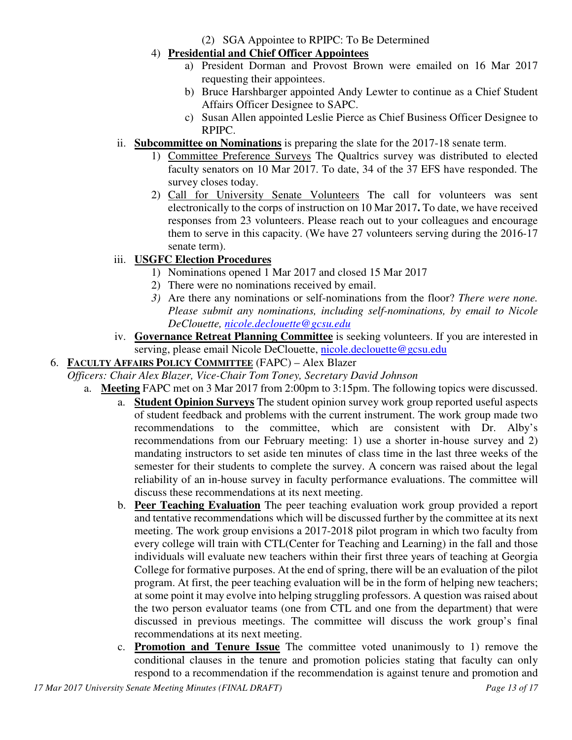(2) SGA Appointee to RPIPC: To Be Determined

4) **Presidential and Chief Officer Appointees**
   a) President Dorman and Provost Brown were emailed on 16 Mar 2017 requesting their appointees.
   b) Bruce Harshbarger appointed Andy Lewter to continue as a Chief Student Affairs Officer Designee to SAPC.
   c) Susan Allen appointed Leslie Pierce as Chief Business Officer Designee to RPIPC.

ii. **Subcommittee on Nominations** is preparing the slate for the 2017-18 senate term.
   1) Committee Preference Surveys The Qualtrics survey was distributed to elected faculty senators on 10 Mar 2017. To date, 34 of the 37 EFS have responded. The survey closes today.
   2) Call for University Senate Volunteers The call for volunteers was sent electronically to the corps of instruction on 10 Mar 2017**.** To date, we have received responses from 23 volunteers. Please reach out to your colleagues and encourage them to serve in this capacity. (We have 27 volunteers serving during the 2016-17 senate term).

iii. **USGFC Election Procedures**
   1) Nominations opened 1 Mar 2017 and closed 15 Mar 2017
   2) There were no nominations received by email.
   3) Are there any nominations or self-nominations from the floor? *There were none. Please submit any nominations, including self-nominations, by email to Nicole DeClouette, nicole.declouette@gcsu.edu*

iv. **Governance Retreat Planning Committee** is seeking volunteers. If you are interested in serving, please email Nicole DeClouette, nicole.declouette@gcsu.edu

6. **FACULTY AFFAIRS POLICY COMMITTEE** (FAPC) – Alex Blazer

*Officers: Chair Alex Blazer, Vice-Chair Tom Toney, Secretary David Johnson*

a. **Meeting** FAPC met on 3 Mar 2017 from 2:00pm to 3:15pm. The following topics were discussed.
   a. **Student Opinion Surveys** The student opinion survey work group reported useful aspects of student feedback and problems with the current instrument. The work group made two recommendations to the committee, which are consistent with Dr. Alby's recommendations from our February meeting: 1) use a shorter in-house survey and 2) mandating instructors to set aside ten minutes of class time in the last three weeks of the semester for their students to complete the survey. A concern was raised about the legal reliability of an in-house survey in faculty performance evaluations. The committee will discuss these recommendations at its next meeting.
   b. **Peer Teaching Evaluation** The peer teaching evaluation work group provided a report and tentative recommendations which will be discussed further by the committee at its next meeting. The work group envisions a 2017-2018 pilot program in which two faculty from every college will train with CTL(Center for Teaching and Learning) in the fall and those individuals will evaluate new teachers within their first three years of teaching at Georgia College for formative purposes. At the end of spring, there will be an evaluation of the pilot program. At first, the peer teaching evaluation will be in the form of helping new teachers; at some point it may evolve into helping struggling professors. A question was raised about the two person evaluator teams (one from CTL and one from the department) that were discussed in previous meetings. The committee will discuss the work group's final recommendations at its next meeting.
   c. **Promotion and Tenure Issue** The committee voted unanimously to 1) remove the conditional clauses in the tenure and promotion policies stating that faculty can only respond to a recommendation if the recommendation is against tenure and promotion and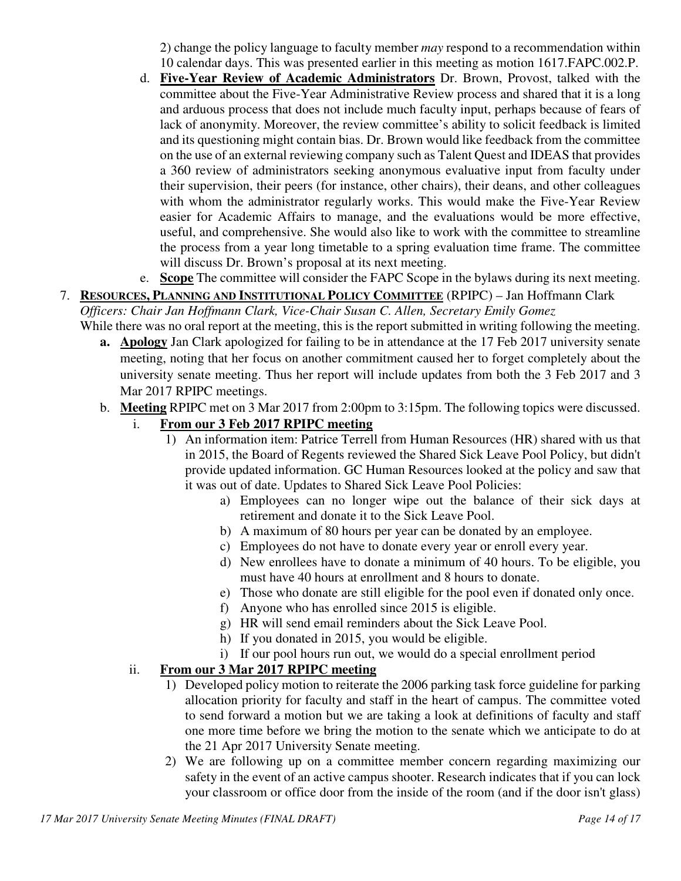2) change the policy language to faculty member *may* respond to a recommendation within 10 calendar days. This was presented earlier in this meeting as motion 1617.FAPC.002.P.

d. **Five-Year Review of Academic Administrators** Dr. Brown, Provost, talked with the committee about the Five-Year Administrative Review process and shared that it is a long and arduous process that does not include much faculty input, perhaps because of fears of lack of anonymity. Moreover, the review committee's ability to solicit feedback is limited and its questioning might contain bias. Dr. Brown would like feedback from the committee on the use of an external reviewing company such as Talent Quest and IDEAS that provides a 360 review of administrators seeking anonymous evaluative input from faculty under their supervision, their peers (for instance, other chairs), their deans, and other colleagues with whom the administrator regularly works. This would make the Five-Year Review easier for Academic Affairs to manage, and the evaluations would be more effective, useful, and comprehensive. She would also like to work with the committee to streamline the process from a year long timetable to a spring evaluation time frame. The committee will discuss Dr. Brown's proposal at its next meeting.

e. **Scope** The committee will consider the FAPC Scope in the bylaws during its next meeting.

7. **RESOURCES, PLANNING AND INSTITUTIONAL POLICY COMMITTEE** (RPIPC) – Jan Hoffmann Clark
*Officers: Chair Jan Hoffmann Clark, Vice-Chair Susan C. Allen, Secretary Emily Gomez*
While there was no oral report at the meeting, this is the report submitted in writing following the meeting.

   **a. Apology** Jan Clark apologized for failing to be in attendance at the 17 Feb 2017 university senate meeting, noting that her focus on another commitment caused her to forget completely about the university senate meeting. Thus her report will include updates from both the 3 Feb 2017 and 3 Mar 2017 RPIPC meetings.

   b. **Meeting** RPIPC met on 3 Mar 2017 from 2:00pm to 3:15pm. The following topics were discussed.

      i. **From our 3 Feb 2017 RPIPC meeting**

         1) An information item: Patrice Terrell from Human Resources (HR) shared with us that in 2015, the Board of Regents reviewed the Shared Sick Leave Pool Policy, but didn't provide updated information. GC Human Resources looked at the policy and saw that it was out of date. Updates to Shared Sick Leave Pool Policies:
            a) Employees can no longer wipe out the balance of their sick days at retirement and donate it to the Sick Leave Pool.
            b) A maximum of 80 hours per year can be donated by an employee.
            c) Employees do not have to donate every year or enroll every year.
            d) New enrollees have to donate a minimum of 40 hours. To be eligible, you must have 40 hours at enrollment and 8 hours to donate.
            e) Those who donate are still eligible for the pool even if donated only once.
            f) Anyone who has enrolled since 2015 is eligible.
            g) HR will send email reminders about the Sick Leave Pool.
            h) If you donated in 2015, you would be eligible.
            i) If our pool hours run out, we would do a special enrollment period

      ii. **From our 3 Mar 2017 RPIPC meeting**

         1) Developed policy motion to reiterate the 2006 parking task force guideline for parking allocation priority for faculty and staff in the heart of campus. The committee voted to send forward a motion but we are taking a look at definitions of faculty and staff one more time before we bring the motion to the senate which we anticipate to do at the 21 Apr 2017 University Senate meeting.
         2) We are following up on a committee member concern regarding maximizing our safety in the event of an active campus shooter. Research indicates that if you can lock your classroom or office door from the inside of the room (and if the door isn't glass)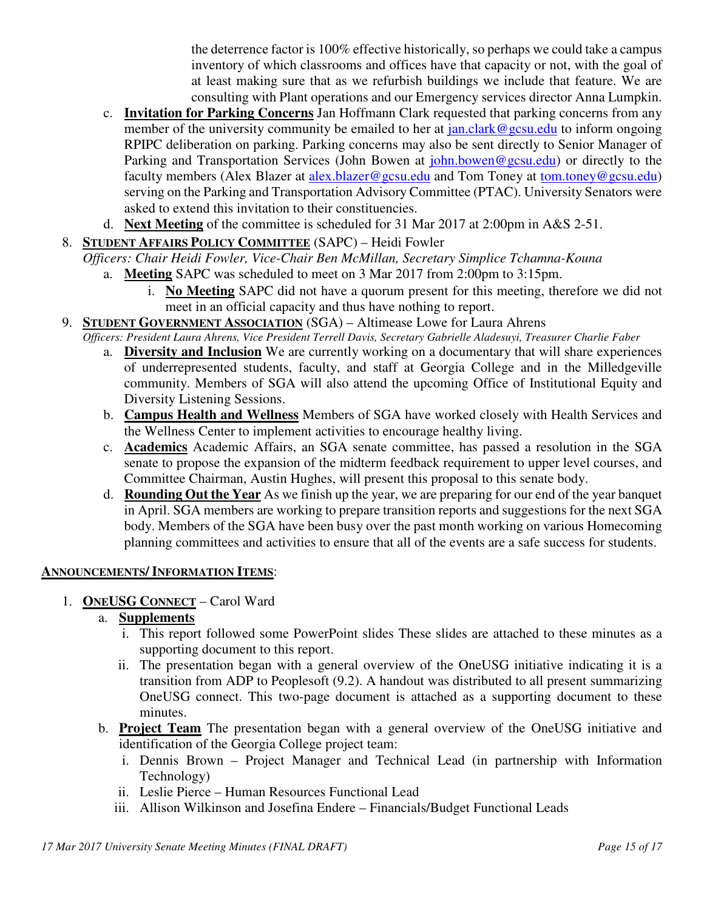the deterrence factor is 100% effective historically, so perhaps we could take a campus inventory of which classrooms and offices have that capacity or not, with the goal of at least making sure that as we refurbish buildings we include that feature. We are consulting with Plant operations and our Emergency services director Anna Lumpkin.

c. **Invitation for Parking Concerns** Jan Hoffmann Clark requested that parking concerns from any member of the university community be emailed to her at jan.clark@gcsu.edu to inform ongoing RPIPC deliberation on parking. Parking concerns may also be sent directly to Senior Manager of Parking and Transportation Services (John Bowen at john.bowen@gcsu.edu) or directly to the faculty members (Alex Blazer at alex.blazer@gcsu.edu and Tom Toney at tom.toney@gcsu.edu) serving on the Parking and Transportation Advisory Committee (PTAC). University Senators were asked to extend this invitation to their constituencies.

d. **Next Meeting** of the committee is scheduled for 31 Mar 2017 at 2:00pm in A&S 2-51.

8. **STUDENT AFFAIRS POLICY COMMITTEE** (SAPC) – Heidi Fowler
*Officers: Chair Heidi Fowler, Vice-Chair Ben McMillan, Secretary Simplice Tchamna-Kouna*
   a. **Meeting** SAPC was scheduled to meet on 3 Mar 2017 from 2:00pm to 3:15pm.
      i. **No Meeting** SAPC did not have a quorum present for this meeting, therefore we did not meet in an official capacity and thus have nothing to report.

9. **STUDENT GOVERNMENT ASSOCIATION** (SGA) – Altimease Lowe for Laura Ahrens
*Officers: President Laura Ahrens, Vice President Terrell Davis, Secretary Gabrielle Aladesuyi, Treasurer Charlie Faber*
   a. **Diversity and Inclusion** We are currently working on a documentary that will share experiences of underrepresented students, faculty, and staff at Georgia College and in the Milledgeville community. Members of SGA will also attend the upcoming Office of Institutional Equity and Diversity Listening Sessions.
   b. **Campus Health and Wellness** Members of SGA have worked closely with Health Services and the Wellness Center to implement activities to encourage healthy living.
   c. **Academics** Academic Affairs, an SGA senate committee, has passed a resolution in the SGA senate to propose the expansion of the midterm feedback requirement to upper level courses, and Committee Chairman, Austin Hughes, will present this proposal to this senate body.
   d. **Rounding Out the Year** As we finish up the year, we are preparing for our end of the year banquet in April. SGA members are working to prepare transition reports and suggestions for the next SGA body. Members of the SGA have been busy over the past month working on various Homecoming planning committees and activities to ensure that all of the events are a safe success for students.

**ANNOUNCEMENTS/ INFORMATION ITEMS**:

1. **ONEUSG CONNECT** – Carol Ward
   a. **Supplements**
      i. This report followed some PowerPoint slides These slides are attached to these minutes as a supporting document to this report.
      ii. The presentation began with a general overview of the OneUSG initiative indicating it is a transition from ADP to Peoplesoft (9.2). A handout was distributed to all present summarizing OneUSG connect. This two-page document is attached as a supporting document to these minutes.
   b. **Project Team** The presentation began with a general overview of the OneUSG initiative and identification of the Georgia College project team:
      i. Dennis Brown – Project Manager and Technical Lead (in partnership with Information Technology)
      ii. Leslie Pierce – Human Resources Functional Lead
      iii. Allison Wilkinson and Josefina Endere – Financials/Budget Functional Leads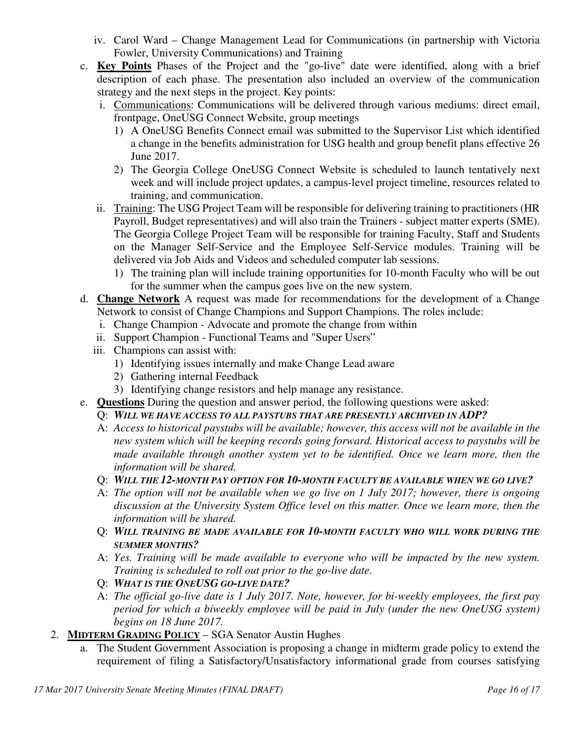iv. Carol Ward – Change Management Lead for Communications (in partnership with Victoria Fowler, University Communications) and Training

c. **Key Points** Phases of the Project and the "go-live" date were identified, along with a brief description of each phase. The presentation also included an overview of the communication strategy and the next steps in the project. Key points:

   i. Communications: Communications will be delivered through various mediums: direct email, frontpage, OneUSG Connect Website, group meetings

      1) A OneUSG Benefits Connect email was submitted to the Supervisor List which identified a change in the benefits administration for USG health and group benefit plans effective 26 June 2017.

      2) The Georgia College OneUSG Connect Website is scheduled to launch tentatively next week and will include project updates, a campus-level project timeline, resources related to training, and communication.

   ii. Training: The USG Project Team will be responsible for delivering training to practitioners (HR Payroll, Budget representatives) and will also train the Trainers - subject matter experts (SME). The Georgia College Project Team will be responsible for training Faculty, Staff and Students on the Manager Self-Service and the Employee Self-Service modules. Training will be delivered via Job Aids and Videos and scheduled computer lab sessions.

      1) The training plan will include training opportunities for 10-month Faculty who will be out for the summer when the campus goes live on the new system.

d. **Change Network** A request was made for recommendations for the development of a Change Network to consist of Change Champions and Support Champions. The roles include:

   i. Change Champion - Advocate and promote the change from within

   ii. Support Champion - Functional Teams and "Super Users"

   iii. Champions can assist with:

      1) Identifying issues internally and make Change Lead aware

      2) Gathering internal Feedback

      3) Identifying change resistors and help manage any resistance.

e. **Questions** During the question and answer period, the following questions were asked:

   Q: ***WILL WE HAVE ACCESS TO ALL PAYSTUBS THAT ARE PRESENTLY ARCHIVED IN ADP?***

   A: *Access to historical paystubs will be available; however, this access will not be available in the new system which will be keeping records going forward. Historical access to paystubs will be made available through another system yet to be identified. Once we learn more, then the information will be shared.*

   Q: ***WILL THE 12-MONTH PAY OPTION FOR 10-MONTH FACULTY BE AVAILABLE WHEN WE GO LIVE?***

   A: *The option will not be available when we go live on 1 July 2017; however, there is ongoing discussion at the University System Office level on this matter. Once we learn more, then the information will be shared.*

   Q: ***WILL TRAINING BE MADE AVAILABLE FOR 10-MONTH FACULTY WHO WILL WORK DURING THE SUMMER MONTHS?***

   A: *Yes. Training will be made available to everyone who will be impacted by the new system. Training is scheduled to roll out prior to the go-live date.*

   Q: ***WHAT IS THE ONEUSG GO-LIVE DATE?***

   A: *The official go-live date is 1 July 2017. Note, however, for bi-weekly employees, the first pay period for which a biweekly employee will be paid in July (under the new OneUSG system) begins on 18 June 2017.*

2. **MIDTERM GRADING POLICY** – SGA Senator Austin Hughes

   a. The Student Government Association is proposing a change in midterm grade policy to extend the requirement of filing a Satisfactory/Unsatisfactory informational grade from courses satisfying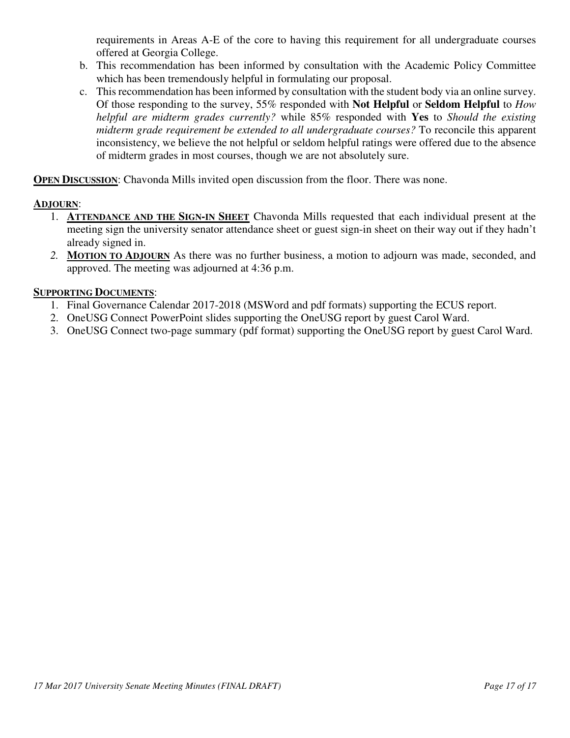requirements in Areas A-E of the core to having this requirement for all undergraduate courses offered at Georgia College.

b. This recommendation has been informed by consultation with the Academic Policy Committee which has been tremendously helpful in formulating our proposal.

c. This recommendation has been informed by consultation with the student body via an online survey. Of those responding to the survey, 55% responded with **Not Helpful** or **Seldom Helpful** to *How helpful are midterm grades currently?* while 85% responded with **Yes** to *Should the existing midterm grade requirement be extended to all undergraduate courses?* To reconcile this apparent inconsistency, we believe the not helpful or seldom helpful ratings were offered due to the absence of midterm grades in most courses, though we are not absolutely sure.

**OPEN DISCUSSION**: Chavonda Mills invited open discussion from the floor. There was none.

**ADJOURN**:

1. **ATTENDANCE AND THE SIGN-IN SHEET** Chavonda Mills requested that each individual present at the meeting sign the university senator attendance sheet or guest sign-in sheet on their way out if they hadn't already signed in.
2. **MOTION TO ADJOURN** As there was no further business, a motion to adjourn was made, seconded, and approved. The meeting was adjourned at 4:36 p.m.

**SUPPORTING DOCUMENTS**:

1. Final Governance Calendar 2017-2018 (MSWord and pdf formats) supporting the ECUS report.
2. OneUSG Connect PowerPoint slides supporting the OneUSG report by guest Carol Ward.
3. OneUSG Connect two-page summary (pdf format) supporting the OneUSG report by guest Carol Ward.